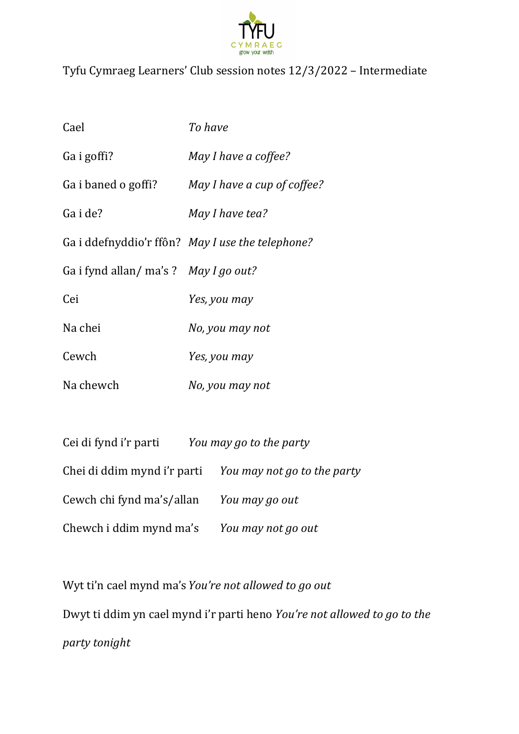Tyfu Cymraeg Learners' Club session notes 12/3/2022 – Intermediate

| | |
|---|---|
| Cael | *To have* |
| Ga i goffi? | *May I have a coffee?* |
| Ga i baned o goffi? | *May I have a cup of coffee?* |
| Ga i de? | *May I have tea?* |
| Ga i ddefnyddio'r ffôn? | *May I use the telephone?* |
| Ga i fynd allan/ ma's ? | *May I go out?* |
| Cei | *Yes, you may* |
| Na chei | *No, you may not* |
| Cewch | *Yes, you may* |
| Na chewch | *No, you may not* |

| | |
|---|---|
| Cei di fynd i'r parti | *You may go to the party* |
| Chei di ddim mynd i'r parti | *You may not go to the party* |
| Cewch chi fynd ma's/allan | *You may go out* |
| Chewch i ddim mynd ma's | *You may not go out* |

Wyt ti'n cael mynd ma's *You're not allowed to go out*

Dwyt ti ddim yn cael mynd i'r parti heno *You're not allowed to go to the party tonight*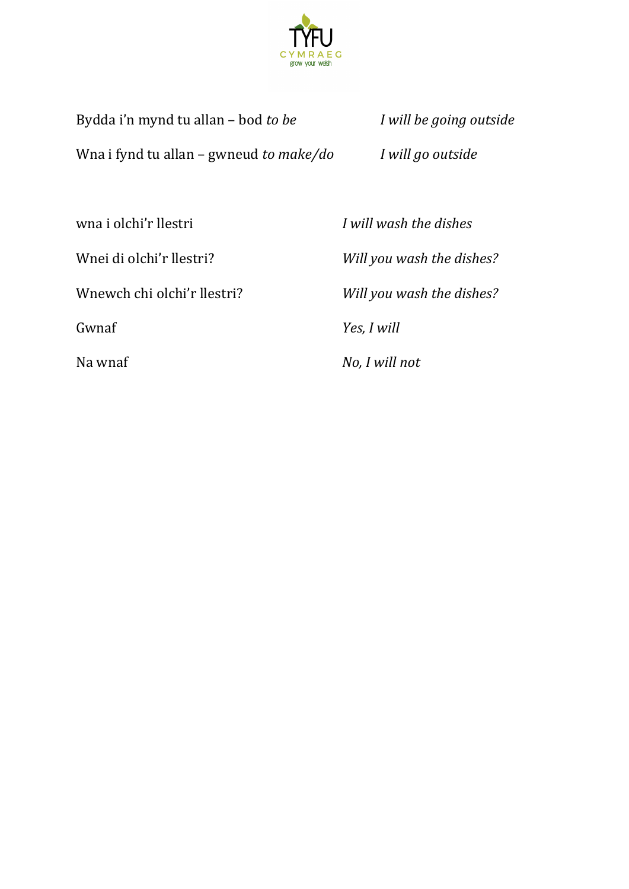| | |
|---|---|
| Bydda i'n mynd tu allan – bod *to be* | *I will be going outside* |
| Wna i fynd tu allan – gwneud *to make/do* | *I will go outside* |

| | |
|---|---|
| wna i olchi'r llestri | *I will wash the dishes* |
| Wnei di olchi'r llestri? | *Will you wash the dishes?* |
| Wnewch chi olchi'r llestri? | *Will you wash the dishes?* |
| Gwnaf | *Yes, I will* |
| Na wnaf | *No, I will not* |